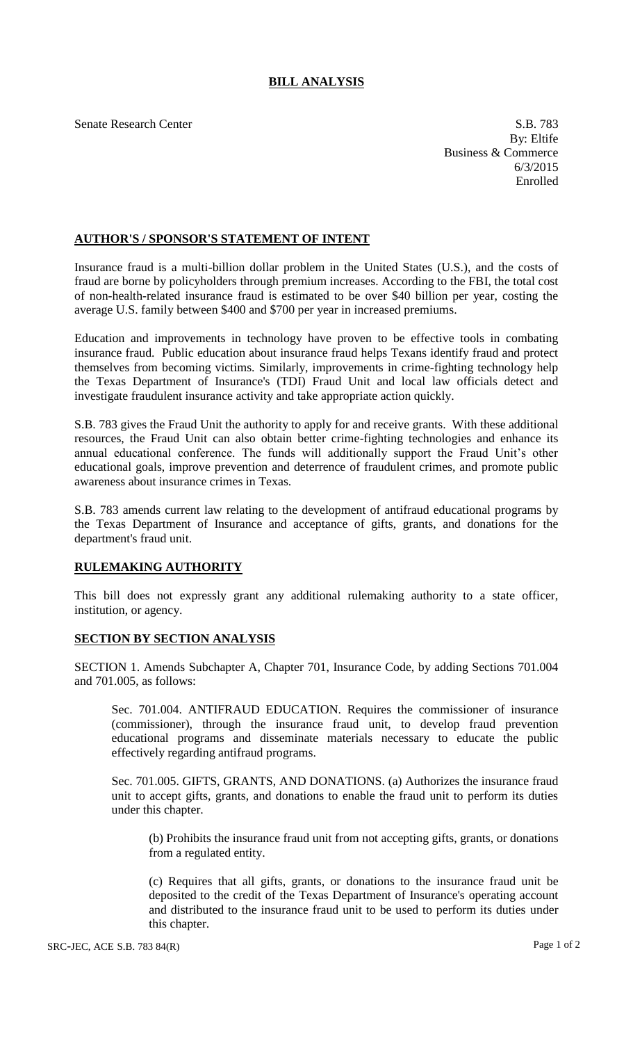# BILL ANALYSIS

Senate Research Center

S.B. 783
By: Eltife
Business & Commerce
6/3/2015
Enrolled

## AUTHOR'S / SPONSOR'S STATEMENT OF INTENT

Insurance fraud is a multi-billion dollar problem in the United States (U.S.), and the costs of fraud are borne by policyholders through premium increases. According to the FBI, the total cost of non-health-related insurance fraud is estimated to be over $40 billion per year, costing the average U.S. family between $400 and $700 per year in increased premiums.

Education and improvements in technology have proven to be effective tools in combating insurance fraud. Public education about insurance fraud helps Texans identify fraud and protect themselves from becoming victims. Similarly, improvements in crime-fighting technology help the Texas Department of Insurance's (TDI) Fraud Unit and local law officials detect and investigate fraudulent insurance activity and take appropriate action quickly.

S.B. 783 gives the Fraud Unit the authority to apply for and receive grants. With these additional resources, the Fraud Unit can also obtain better crime-fighting technologies and enhance its annual educational conference. The funds will additionally support the Fraud Unit's other educational goals, improve prevention and deterrence of fraudulent crimes, and promote public awareness about insurance crimes in Texas.

S.B. 783 amends current law relating to the development of antifraud educational programs by the Texas Department of Insurance and acceptance of gifts, grants, and donations for the department's fraud unit.

## RULEMAKING AUTHORITY

This bill does not expressly grant any additional rulemaking authority to a state officer, institution, or agency.

## SECTION BY SECTION ANALYSIS

SECTION 1. Amends Subchapter A, Chapter 701, Insurance Code, by adding Sections 701.004 and 701.005, as follows:

Sec. 701.004. ANTIFRAUD EDUCATION. Requires the commissioner of insurance (commissioner), through the insurance fraud unit, to develop fraud prevention educational programs and disseminate materials necessary to educate the public effectively regarding antifraud programs.

Sec. 701.005. GIFTS, GRANTS, AND DONATIONS. (a) Authorizes the insurance fraud unit to accept gifts, grants, and donations to enable the fraud unit to perform its duties under this chapter.

(b) Prohibits the insurance fraud unit from not accepting gifts, grants, or donations from a regulated entity.

(c) Requires that all gifts, grants, or donations to the insurance fraud unit be deposited to the credit of the Texas Department of Insurance's operating account and distributed to the insurance fraud unit to be used to perform its duties under this chapter.

SRC-JEC, ACE S.B. 783 84(R)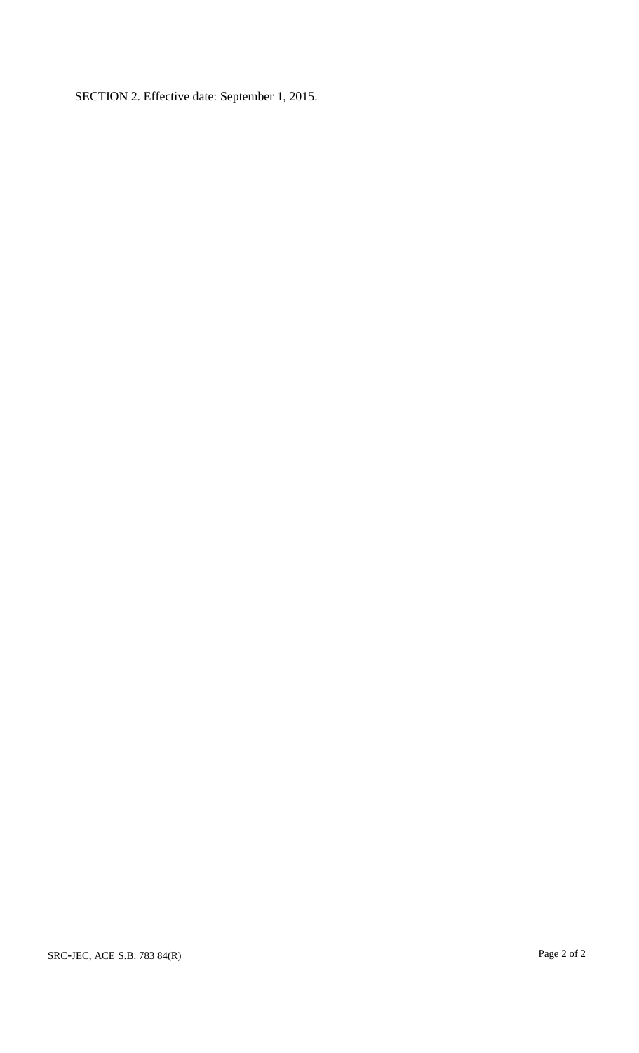SECTION 2. Effective date: September 1, 2015.